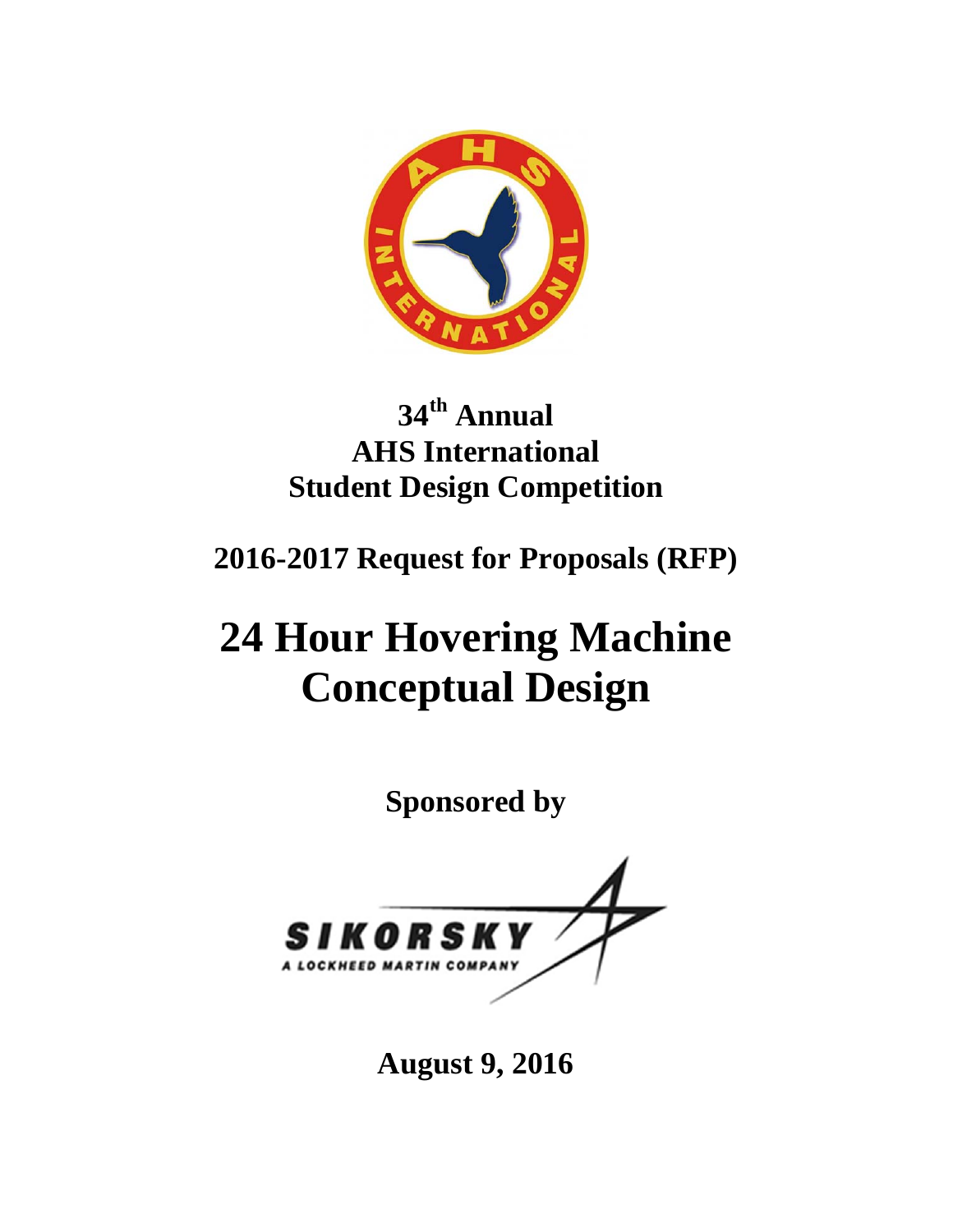# 34th Annual AHS International Student Design Competition

## 2016-2017 Request for Proposals (RFP)

# 24 Hour Hovering Machine Conceptual Design

**Sponsored by**

**SIKORSKY**
A LOCKHEED MARTIN COMPANY

**August 9, 2016**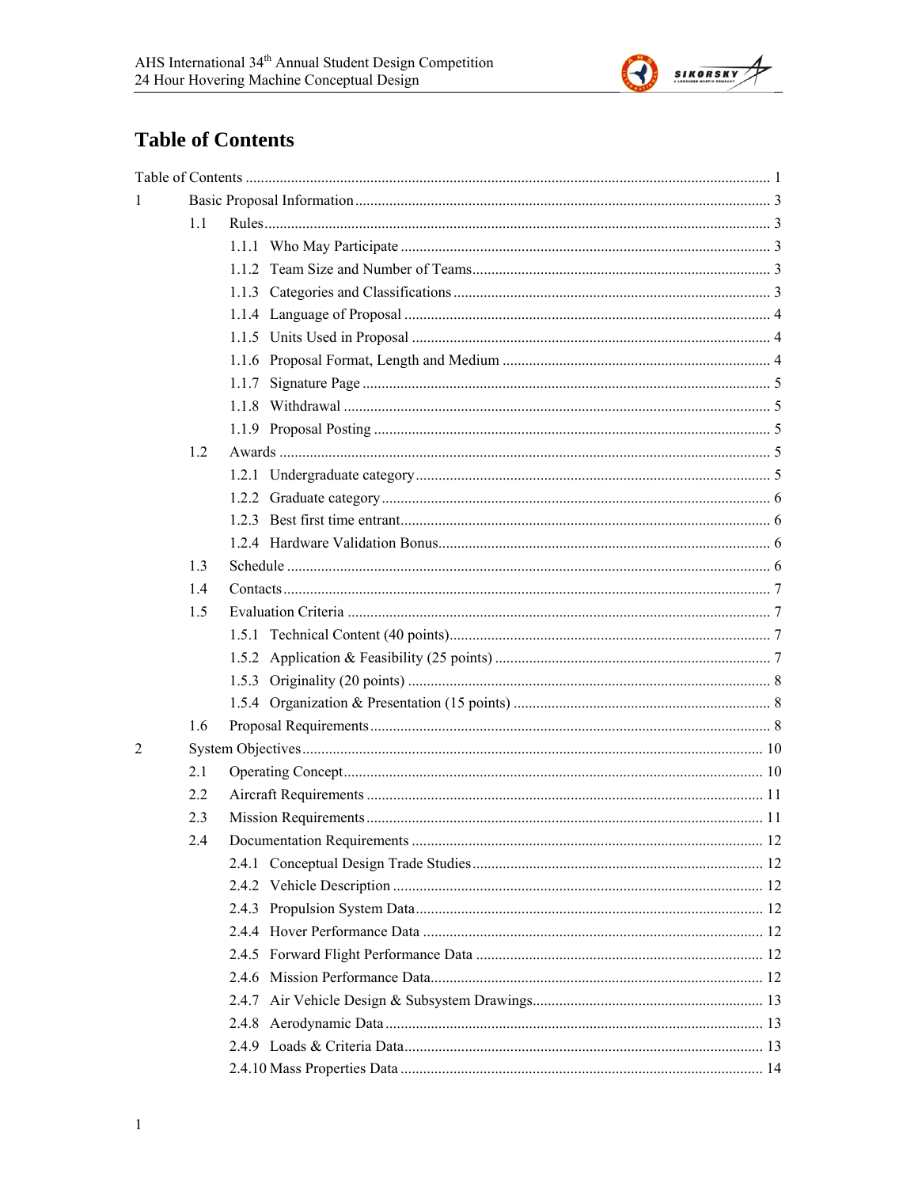# Table of Contents

Table of Contents ........................................................................................................................ 1

1 Basic Proposal Information ........................................................................................................ 3

- 1.1 Rules ........................................................................................................................ 3
  - 1.1.1 Who May Participate ................................................................................... 3
  - 1.1.2 Team Size and Number of Teams ................................................................ 3
  - 1.1.3 Categories and Classifications .................................................................... 3
  - 1.1.4 Language of Proposal ................................................................................. 4
  - 1.1.5 Units Used in Proposal ............................................................................... 4
  - 1.1.6 Proposal Format, Length and Medium ........................................................ 4
  - 1.1.7 Signature Page ............................................................................................ 5
  - 1.1.8 Withdrawal ................................................................................................. 5
  - 1.1.9 Proposal Posting ......................................................................................... 5
- 1.2 Awards ...................................................................................................................... 5
  - 1.2.1 Undergraduate category ............................................................................. 5
  - 1.2.2 Graduate category ....................................................................................... 6
  - 1.2.3 Best first time entrant .................................................................................. 6
  - 1.2.4 Hardware Validation Bonus ........................................................................ 6
- 1.3 Schedule ................................................................................................................... 6
- 1.4 Contacts .................................................................................................................... 7
- 1.5 Evaluation Criteria .................................................................................................... 7
  - 1.5.1 Technical Content (40 points) ..................................................................... 7
  - 1.5.2 Application & Feasibility (25 points) .......................................................... 7
  - 1.5.3 Originality (20 points) ................................................................................ 8
  - 1.5.4 Organization & Presentation (15 points) ..................................................... 8
- 1.6 Proposal Requirements .............................................................................................. 8

2 System Objectives .................................................................................................................... 10

- 2.1 Operating Concept .................................................................................................. 10
- 2.2 Aircraft Requirements ............................................................................................. 11
- 2.3 Mission Requirements ............................................................................................. 11
- 2.4 Documentation Requirements ................................................................................. 12
  - 2.4.1 Conceptual Design Trade Studies .............................................................. 12
  - 2.4.2 Vehicle Description ................................................................................... 12
  - 2.4.3 Propulsion System Data ............................................................................. 12
  - 2.4.4 Hover Performance Data ........................................................................... 12
  - 2.4.5 Forward Flight Performance Data ............................................................. 12
  - 2.4.6 Mission Performance Data ......................................................................... 12
  - 2.4.7 Air Vehicle Design & Subsystem Drawings ............................................... 13
  - 2.4.8 Aerodynamic Data ..................................................................................... 13
  - 2.4.9 Loads & Criteria Data ................................................................................ 13
  - 2.4.10 Mass Properties Data ............................................................................... 14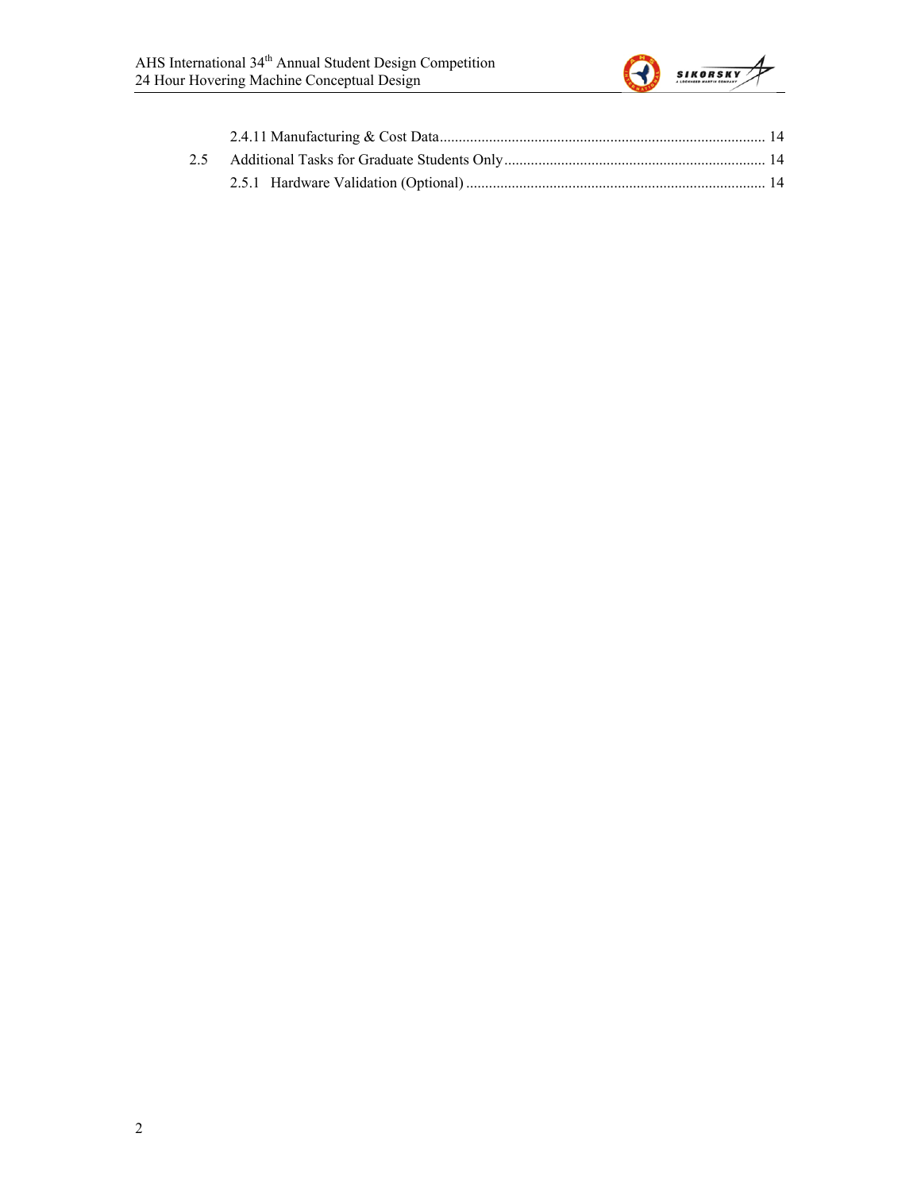2.4.11 Manufacturing & Cost Data ..................................................................................... 14

2.5 Additional Tasks for Graduate Students Only .................................................................... 14

2.5.1 Hardware Validation (Optional) .............................................................................. 14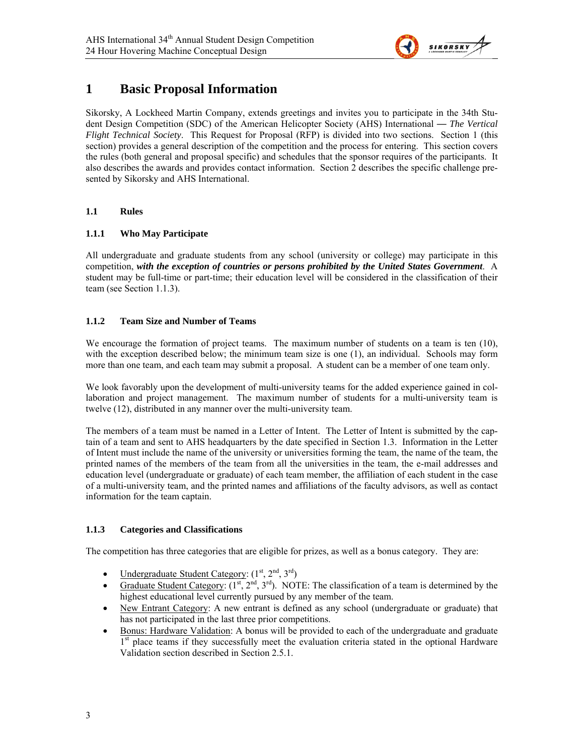# 1 Basic Proposal Information

Sikorsky, A Lockheed Martin Company, extends greetings and invites you to participate in the 34th Student Design Competition (SDC) of the American Helicopter Society (AHS) International — *The Vertical Flight Technical Society*. This Request for Proposal (RFP) is divided into two sections. Section 1 (this section) provides a general description of the competition and the process for entering. This section covers the rules (both general and proposal specific) and schedules that the sponsor requires of the participants. It also describes the awards and provides contact information. Section 2 describes the specific challenge presented by Sikorsky and AHS International.

### 1.1 Rules

#### 1.1.1 Who May Participate

All undergraduate and graduate students from any school (university or college) may participate in this competition, ***with the exception of countries or persons prohibited by the United States Government***. A student may be full-time or part-time; their education level will be considered in the classification of their team (see Section 1.1.3).

#### 1.1.2 Team Size and Number of Teams

We encourage the formation of project teams. The maximum number of students on a team is ten (10), with the exception described below; the minimum team size is one (1), an individual. Schools may form more than one team, and each team may submit a proposal. A student can be a member of one team only.

We look favorably upon the development of multi-university teams for the added experience gained in collaboration and project management. The maximum number of students for a multi-university team is twelve (12), distributed in any manner over the multi-university team.

The members of a team must be named in a Letter of Intent. The Letter of Intent is submitted by the captain of a team and sent to AHS headquarters by the date specified in Section 1.3. Information in the Letter of Intent must include the name of the university or universities forming the team, the name of the team, the printed names of the members of the team from all the universities in the team, the e-mail addresses and education level (undergraduate or graduate) of each team member, the affiliation of each student in the case of a multi-university team, and the printed names and affiliations of the faculty advisors, as well as contact information for the team captain.

#### 1.1.3 Categories and Classifications

The competition has three categories that are eligible for prizes, as well as a bonus category. They are:

- Undergraduate Student Category: (1st, 2nd, 3rd)
- Graduate Student Category: (1st, 2nd, 3rd). NOTE: The classification of a team is determined by the highest educational level currently pursued by any member of the team.
- New Entrant Category: A new entrant is defined as any school (undergraduate or graduate) that has not participated in the last three prior competitions.
- Bonus: Hardware Validation: A bonus will be provided to each of the undergraduate and graduate 1st place teams if they successfully meet the evaluation criteria stated in the optional Hardware Validation section described in Section 2.5.1.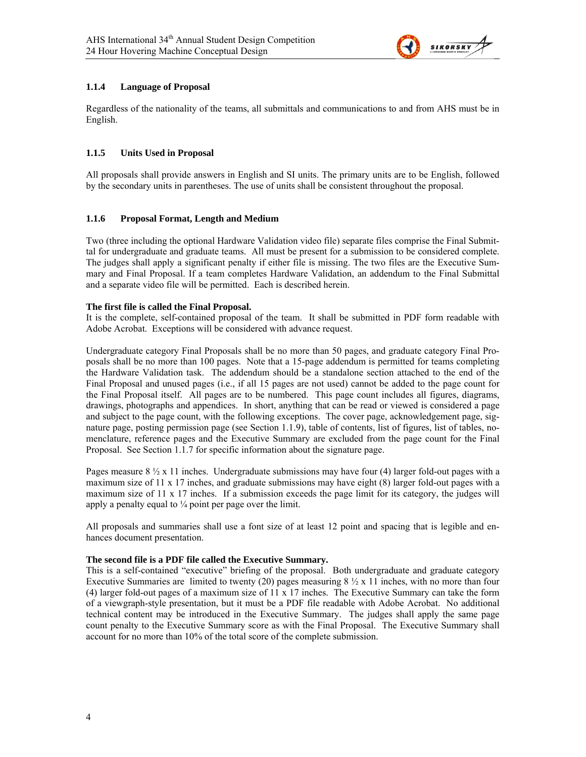### 1.1.4 Language of Proposal

Regardless of the nationality of the teams, all submittals and communications to and from AHS must be in English.

### 1.1.5 Units Used in Proposal

All proposals shall provide answers in English and SI units. The primary units are to be English, followed by the secondary units in parentheses. The use of units shall be consistent throughout the proposal.

### 1.1.6 Proposal Format, Length and Medium

Two (three including the optional Hardware Validation video file) separate files comprise the Final Submittal for undergraduate and graduate teams. All must be present for a submission to be considered complete. The judges shall apply a significant penalty if either file is missing. The two files are the Executive Summary and Final Proposal. If a team completes Hardware Validation, an addendum to the Final Submittal and a separate video file will be permitted. Each is described herein.

**The first file is called the Final Proposal.**
It is the complete, self-contained proposal of the team. It shall be submitted in PDF form readable with Adobe Acrobat. Exceptions will be considered with advance request.

Undergraduate category Final Proposals shall be no more than 50 pages, and graduate category Final Proposals shall be no more than 100 pages. Note that a 15-page addendum is permitted for teams completing the Hardware Validation task. The addendum should be a standalone section attached to the end of the Final Proposal and unused pages (i.e., if all 15 pages are not used) cannot be added to the page count for the Final Proposal itself. All pages are to be numbered. This page count includes all figures, diagrams, drawings, photographs and appendices. In short, anything that can be read or viewed is considered a page and subject to the page count, with the following exceptions. The cover page, acknowledgement page, signature page, posting permission page (see Section 1.1.9), table of contents, list of figures, list of tables, nomenclature, reference pages and the Executive Summary are excluded from the page count for the Final Proposal. See Section 1.1.7 for specific information about the signature page.

Pages measure 8 ½ x 11 inches. Undergraduate submissions may have four (4) larger fold-out pages with a maximum size of 11 x 17 inches, and graduate submissions may have eight (8) larger fold-out pages with a maximum size of 11 x 17 inches. If a submission exceeds the page limit for its category, the judges will apply a penalty equal to ¼ point per page over the limit.

All proposals and summaries shall use a font size of at least 12 point and spacing that is legible and enhances document presentation.

**The second file is a PDF file called the Executive Summary.**
This is a self-contained "executive" briefing of the proposal. Both undergraduate and graduate category Executive Summaries are limited to twenty (20) pages measuring 8 ½ x 11 inches, with no more than four (4) larger fold-out pages of a maximum size of 11 x 17 inches. The Executive Summary can take the form of a viewgraph-style presentation, but it must be a PDF file readable with Adobe Acrobat. No additional technical content may be introduced in the Executive Summary. The judges shall apply the same page count penalty to the Executive Summary score as with the Final Proposal. The Executive Summary shall account for no more than 10% of the total score of the complete submission.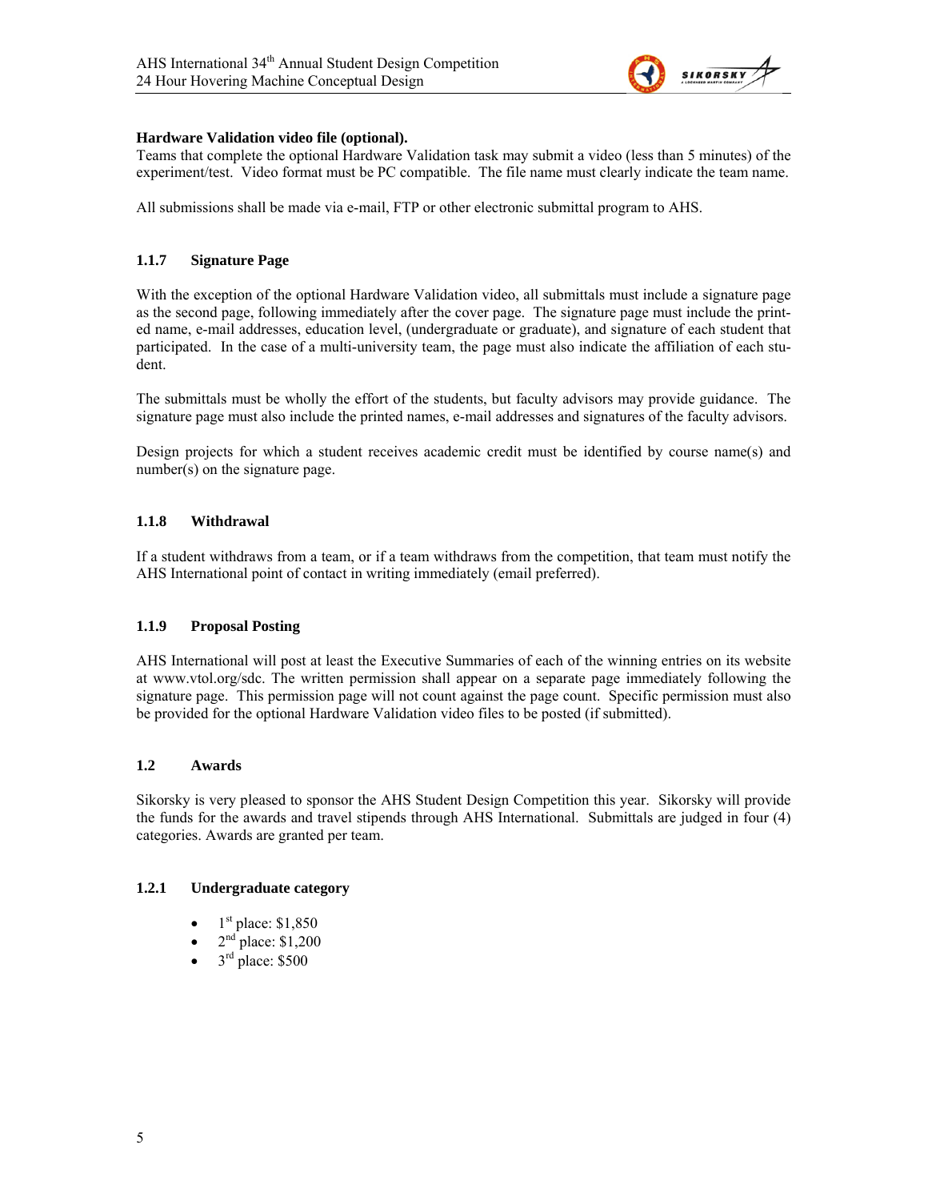**Hardware Validation video file (optional).**
Teams that complete the optional Hardware Validation task may submit a video (less than 5 minutes) of the experiment/test. Video format must be PC compatible. The file name must clearly indicate the team name.

All submissions shall be made via e-mail, FTP or other electronic submittal program to AHS.

### 1.1.7 Signature Page

With the exception of the optional Hardware Validation video, all submittals must include a signature page as the second page, following immediately after the cover page. The signature page must include the printed name, e-mail addresses, education level, (undergraduate or graduate), and signature of each student that participated. In the case of a multi-university team, the page must also indicate the affiliation of each student.

The submittals must be wholly the effort of the students, but faculty advisors may provide guidance. The signature page must also include the printed names, e-mail addresses and signatures of the faculty advisors.

Design projects for which a student receives academic credit must be identified by course name(s) and number(s) on the signature page.

### 1.1.8 Withdrawal

If a student withdraws from a team, or if a team withdraws from the competition, that team must notify the AHS International point of contact in writing immediately (email preferred).

### 1.1.9 Proposal Posting

AHS International will post at least the Executive Summaries of each of the winning entries on its website at www.vtol.org/sdc. The written permission shall appear on a separate page immediately following the signature page. This permission page will not count against the page count. Specific permission must also be provided for the optional Hardware Validation video files to be posted (if submitted).

## 1.2 Awards

Sikorsky is very pleased to sponsor the AHS Student Design Competition this year. Sikorsky will provide the funds for the awards and travel stipends through AHS International. Submittals are judged in four (4) categories. Awards are granted per team.

### 1.2.1 Undergraduate category

- 1st place: $1,850
- 2nd place: $1,200
- 3rd place: $500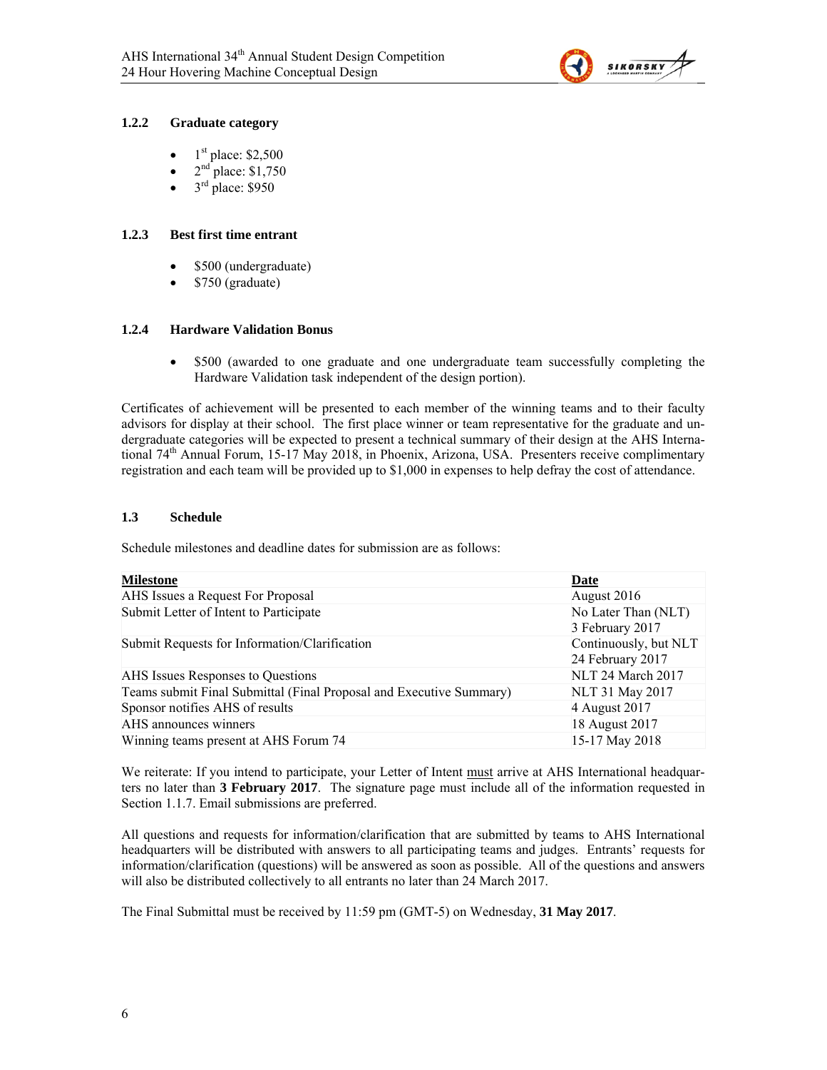### 1.2.2 Graduate category

- 1st place: $2,500
- 2nd place: $1,750
- 3rd place: $950

### 1.2.3 Best first time entrant

- $500 (undergraduate)
- $750 (graduate)

### 1.2.4 Hardware Validation Bonus

- $500 (awarded to one graduate and one undergraduate team successfully completing the Hardware Validation task independent of the design portion).

Certificates of achievement will be presented to each member of the winning teams and to their faculty advisors for display at their school. The first place winner or team representative for the graduate and undergraduate categories will be expected to present a technical summary of their design at the AHS International 74th Annual Forum, 15-17 May 2018, in Phoenix, Arizona, USA. Presenters receive complimentary registration and each team will be provided up to $1,000 in expenses to help defray the cost of attendance.

## 1.3 Schedule

Schedule milestones and deadline dates for submission are as follows:

| Milestone | Date |
|---|---|
| AHS Issues a Request For Proposal | August 2016 |
| Submit Letter of Intent to Participate | No Later Than (NLT) 3 February 2017 |
| Submit Requests for Information/Clarification | Continuously, but NLT 24 February 2017 |
| AHS Issues Responses to Questions | NLT 24 March 2017 |
| Teams submit Final Submittal (Final Proposal and Executive Summary) | NLT 31 May 2017 |
| Sponsor notifies AHS of results | 4 August 2017 |
| AHS announces winners | 18 August 2017 |
| Winning teams present at AHS Forum 74 | 15-17 May 2018 |

We reiterate: If you intend to participate, your Letter of Intent must arrive at AHS International headquarters no later than **3 February 2017**. The signature page must include all of the information requested in Section 1.1.7. Email submissions are preferred.

All questions and requests for information/clarification that are submitted by teams to AHS International headquarters will be distributed with answers to all participating teams and judges. Entrants' requests for information/clarification (questions) will be answered as soon as possible. All of the questions and answers will also be distributed collectively to all entrants no later than 24 March 2017.

The Final Submittal must be received by 11:59 pm (GMT-5) on Wednesday, **31 May 2017**.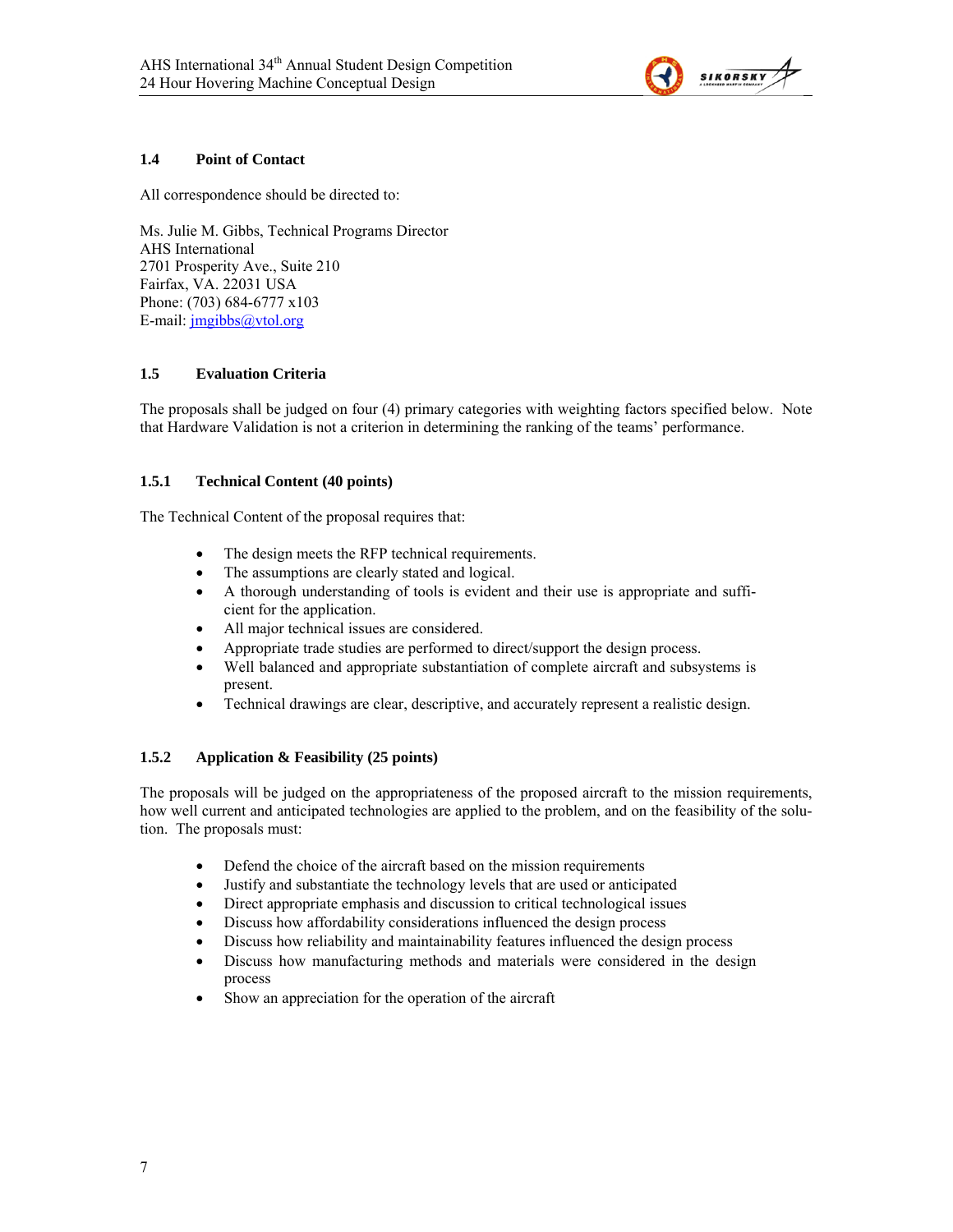### 1.4 Point of Contact

All correspondence should be directed to:

Ms. Julie M. Gibbs, Technical Programs Director
AHS International
2701 Prosperity Ave., Suite 210
Fairfax, VA. 22031 USA
Phone: (703) 684-6777 x103
E-mail: jmgibbs@vtol.org

### 1.5 Evaluation Criteria

The proposals shall be judged on four (4) primary categories with weighting factors specified below. Note that Hardware Validation is not a criterion in determining the ranking of the teams' performance.

#### 1.5.1 Technical Content (40 points)

The Technical Content of the proposal requires that:

- The design meets the RFP technical requirements.
- The assumptions are clearly stated and logical.
- A thorough understanding of tools is evident and their use is appropriate and sufficient for the application.
- All major technical issues are considered.
- Appropriate trade studies are performed to direct/support the design process.
- Well balanced and appropriate substantiation of complete aircraft and subsystems is present.
- Technical drawings are clear, descriptive, and accurately represent a realistic design.

#### 1.5.2 Application & Feasibility (25 points)

The proposals will be judged on the appropriateness of the proposed aircraft to the mission requirements, how well current and anticipated technologies are applied to the problem, and on the feasibility of the solution. The proposals must:

- Defend the choice of the aircraft based on the mission requirements
- Justify and substantiate the technology levels that are used or anticipated
- Direct appropriate emphasis and discussion to critical technological issues
- Discuss how affordability considerations influenced the design process
- Discuss how reliability and maintainability features influenced the design process
- Discuss how manufacturing methods and materials were considered in the design process
- Show an appreciation for the operation of the aircraft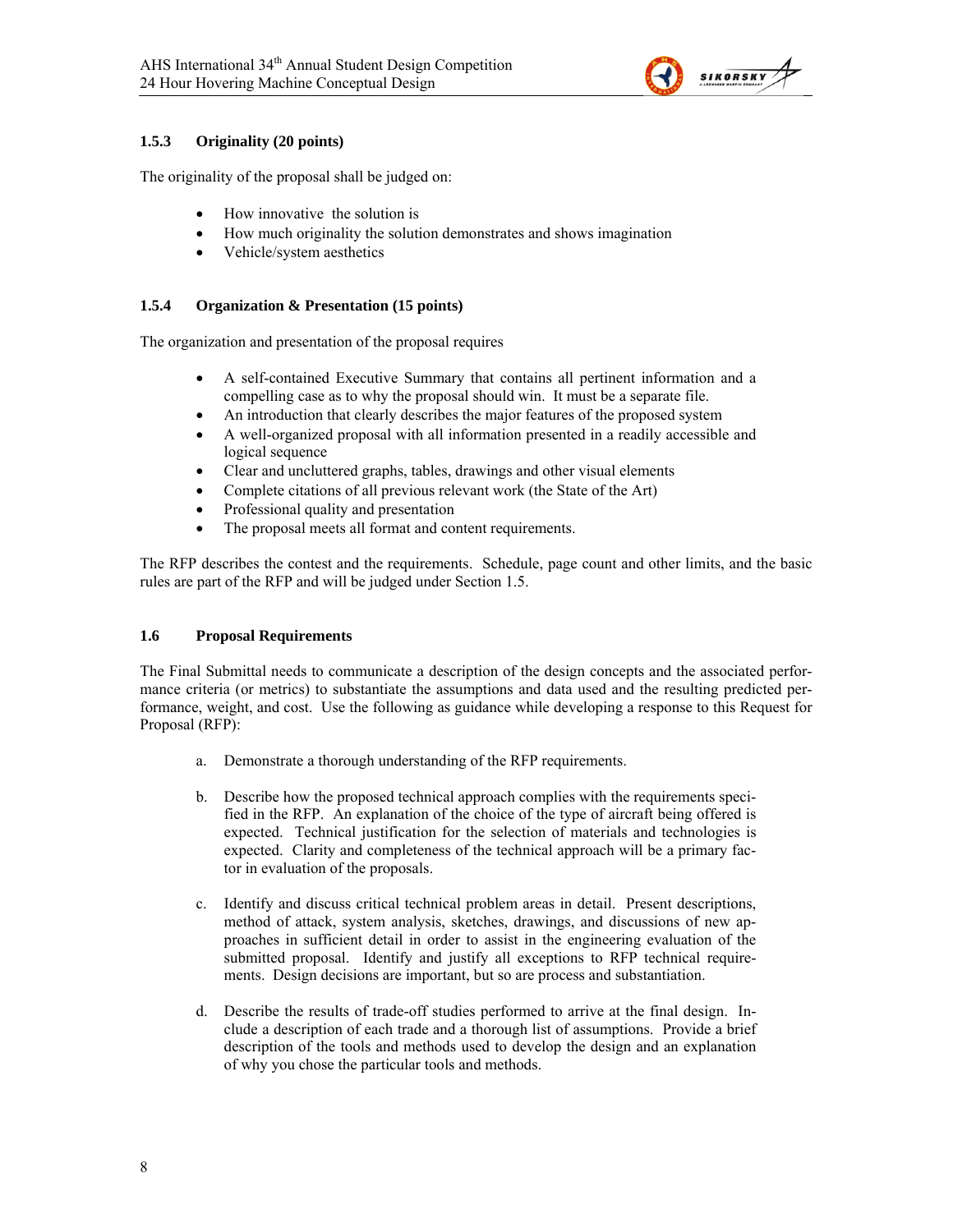### 1.5.3 Originality (20 points)

The originality of the proposal shall be judged on:

- How innovative the solution is
- How much originality the solution demonstrates and shows imagination
- Vehicle/system aesthetics

### 1.5.4 Organization & Presentation (15 points)

The organization and presentation of the proposal requires

- A self-contained Executive Summary that contains all pertinent information and a compelling case as to why the proposal should win. It must be a separate file.
- An introduction that clearly describes the major features of the proposed system
- A well-organized proposal with all information presented in a readily accessible and logical sequence
- Clear and uncluttered graphs, tables, drawings and other visual elements
- Complete citations of all previous relevant work (the State of the Art)
- Professional quality and presentation
- The proposal meets all format and content requirements.

The RFP describes the contest and the requirements. Schedule, page count and other limits, and the basic rules are part of the RFP and will be judged under Section 1.5.

## 1.6 Proposal Requirements

The Final Submittal needs to communicate a description of the design concepts and the associated performance criteria (or metrics) to substantiate the assumptions and data used and the resulting predicted performance, weight, and cost. Use the following as guidance while developing a response to this Request for Proposal (RFP):

a. Demonstrate a thorough understanding of the RFP requirements.

b. Describe how the proposed technical approach complies with the requirements specified in the RFP. An explanation of the choice of the type of aircraft being offered is expected. Technical justification for the selection of materials and technologies is expected. Clarity and completeness of the technical approach will be a primary factor in evaluation of the proposals.

c. Identify and discuss critical technical problem areas in detail. Present descriptions, method of attack, system analysis, sketches, drawings, and discussions of new approaches in sufficient detail in order to assist in the engineering evaluation of the submitted proposal. Identify and justify all exceptions to RFP technical requirements. Design decisions are important, but so are process and substantiation.

d. Describe the results of trade-off studies performed to arrive at the final design. Include a description of each trade and a thorough list of assumptions. Provide a brief description of the tools and methods used to develop the design and an explanation of why you chose the particular tools and methods.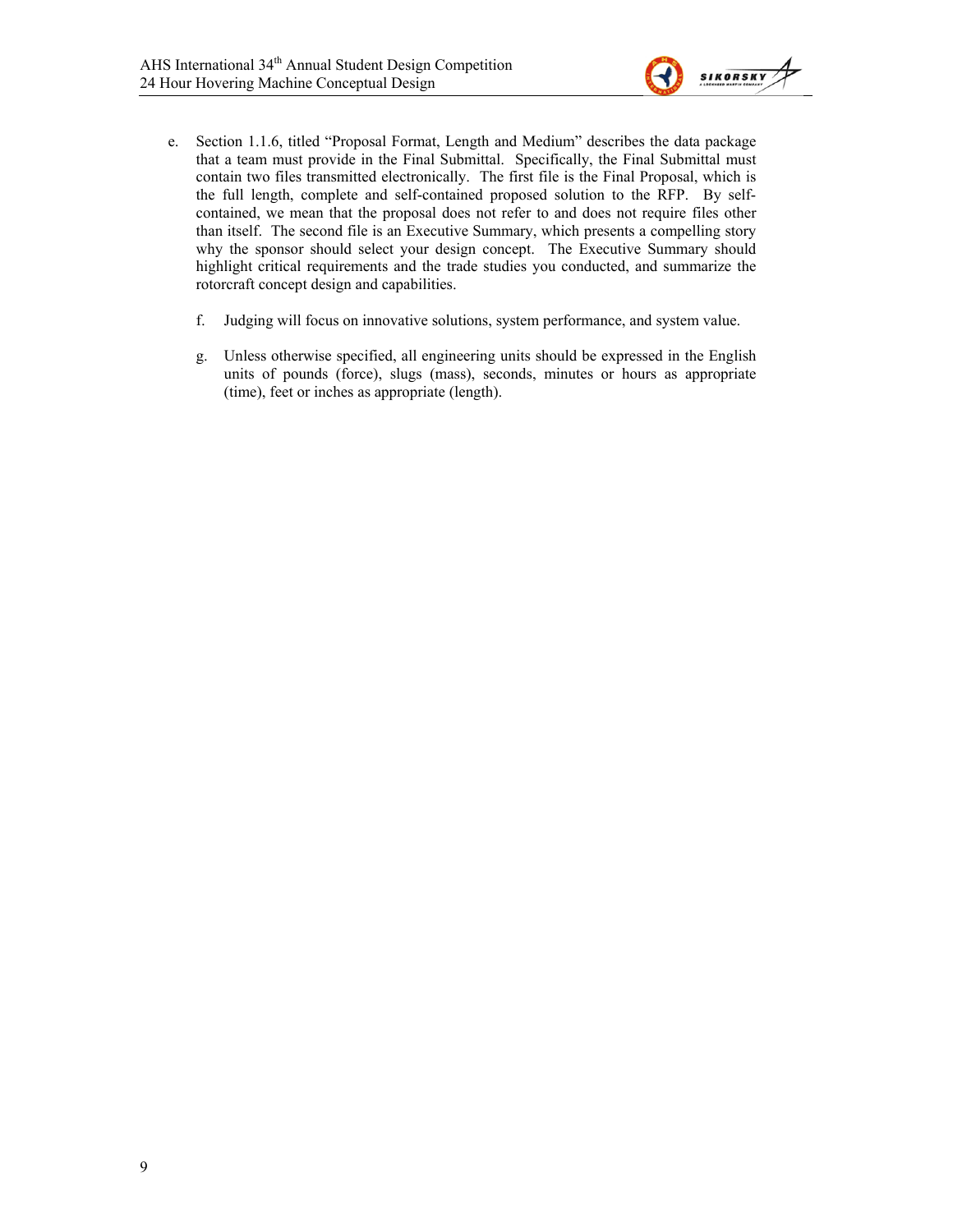e. Section 1.1.6, titled "Proposal Format, Length and Medium" describes the data package that a team must provide in the Final Submittal. Specifically, the Final Submittal must contain two files transmitted electronically. The first file is the Final Proposal, which is the full length, complete and self-contained proposed solution to the RFP. By self-contained, we mean that the proposal does not refer to and does not require files other than itself. The second file is an Executive Summary, which presents a compelling story why the sponsor should select your design concept. The Executive Summary should highlight critical requirements and the trade studies you conducted, and summarize the rotorcraft concept design and capabilities.

f. Judging will focus on innovative solutions, system performance, and system value.

g. Unless otherwise specified, all engineering units should be expressed in the English units of pounds (force), slugs (mass), seconds, minutes or hours as appropriate (time), feet or inches as appropriate (length).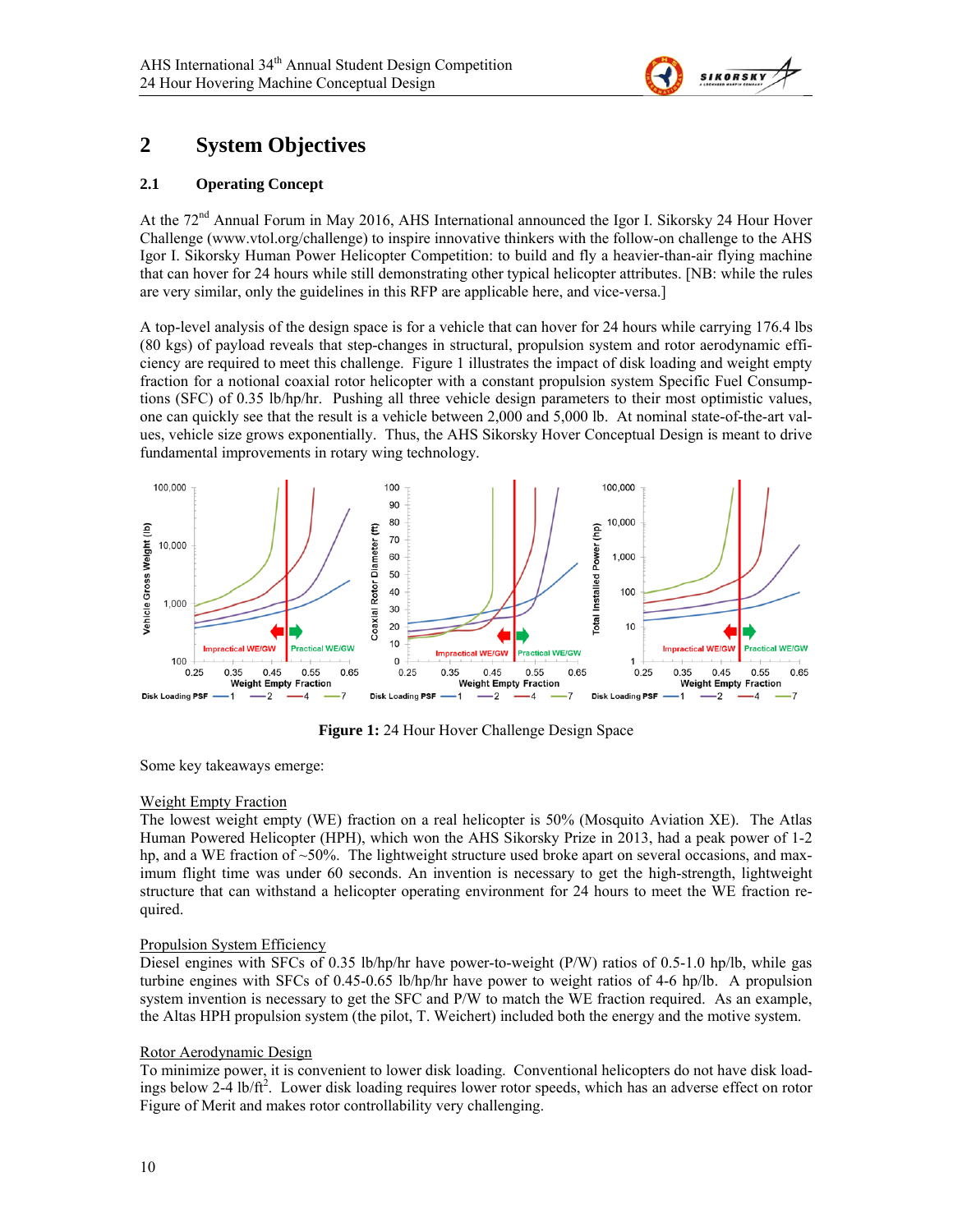# 2 System Objectives

## 2.1 Operating Concept

At the 72nd Annual Forum in May 2016, AHS International announced the Igor I. Sikorsky 24 Hour Hover Challenge (www.vtol.org/challenge) to inspire innovative thinkers with the follow-on challenge to the AHS Igor I. Sikorsky Human Power Helicopter Competition: to build and fly a heavier-than-air flying machine that can hover for 24 hours while still demonstrating other typical helicopter attributes. [NB: while the rules are very similar, only the guidelines in this RFP are applicable here, and vice-versa.]

A top-level analysis of the design space is for a vehicle that can hover for 24 hours while carrying 176.4 lbs (80 kgs) of payload reveals that step-changes in structural, propulsion system and rotor aerodynamic efficiency are required to meet this challenge. Figure 1 illustrates the impact of disk loading and weight empty fraction for a notional coaxial rotor helicopter with a constant propulsion system Specific Fuel Consumptions (SFC) of 0.35 lb/hp/hr. Pushing all three vehicle design parameters to their most optimistic values, one can quickly see that the result is a vehicle between 2,000 and 5,000 lb. At nominal state-of-the-art values, vehicle size grows exponentially. Thus, the AHS Sikorsky Hover Conceptual Design is meant to drive fundamental improvements in rotary wing technology.

**Figure 1:** 24 Hour Hover Challenge Design Space

Some key takeaways emerge:

Weight Empty Fraction
The lowest weight empty (WE) fraction on a real helicopter is 50% (Mosquito Aviation XE). The Atlas Human Powered Helicopter (HPH), which won the AHS Sikorsky Prize in 2013, had a peak power of 1-2 hp, and a WE fraction of ~50%. The lightweight structure used broke apart on several occasions, and maximum flight time was under 60 seconds. An invention is necessary to get the high-strength, lightweight structure that can withstand a helicopter operating environment for 24 hours to meet the WE fraction required.

Propulsion System Efficiency
Diesel engines with SFCs of 0.35 lb/hp/hr have power-to-weight (P/W) ratios of 0.5-1.0 hp/lb, while gas turbine engines with SFCs of 0.45-0.65 lb/hp/hr have power to weight ratios of 4-6 hp/lb. A propulsion system invention is necessary to get the SFC and P/W to match the WE fraction required. As an example, the Altas HPH propulsion system (the pilot, T. Weichert) included both the energy and the motive system.

Rotor Aerodynamic Design
To minimize power, it is convenient to lower disk loading. Conventional helicopters do not have disk loadings below 2-4 lb/ft$^2$. Lower disk loading requires lower rotor speeds, which has an adverse effect on rotor Figure of Merit and makes rotor controllability very challenging.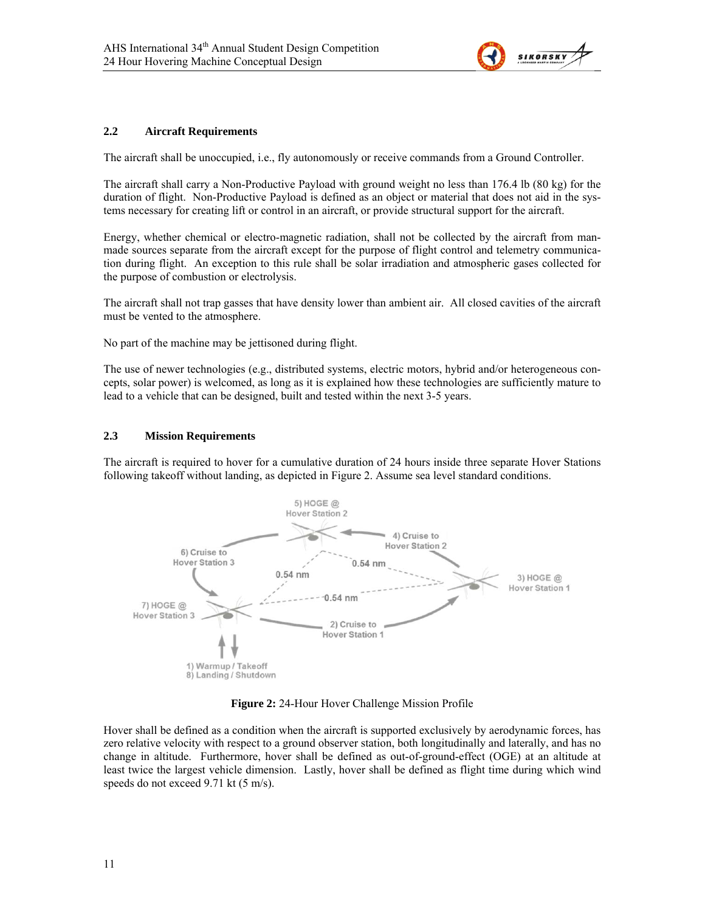### 2.2 Aircraft Requirements

The aircraft shall be unoccupied, i.e., fly autonomously or receive commands from a Ground Controller.

The aircraft shall carry a Non-Productive Payload with ground weight no less than 176.4 lb (80 kg) for the duration of flight. Non-Productive Payload is defined as an object or material that does not aid in the systems necessary for creating lift or control in an aircraft, or provide structural support for the aircraft.

Energy, whether chemical or electro-magnetic radiation, shall not be collected by the aircraft from man-made sources separate from the aircraft except for the purpose of flight control and telemetry communication during flight. An exception to this rule shall be solar irradiation and atmospheric gases collected for the purpose of combustion or electrolysis.

The aircraft shall not trap gasses that have density lower than ambient air. All closed cavities of the aircraft must be vented to the atmosphere.

No part of the machine may be jettisoned during flight.

The use of newer technologies (e.g., distributed systems, electric motors, hybrid and/or heterogeneous concepts, solar power) is welcomed, as long as it is explained how these technologies are sufficiently mature to lead to a vehicle that can be designed, built and tested within the next 3-5 years.

### 2.3 Mission Requirements

The aircraft is required to hover for a cumulative duration of 24 hours inside three separate Hover Stations following takeoff without landing, as depicted in Figure 2. Assume sea level standard conditions.

**Figure 2:** 24-Hour Hover Challenge Mission Profile

Hover shall be defined as a condition when the aircraft is supported exclusively by aerodynamic forces, has zero relative velocity with respect to a ground observer station, both longitudinally and laterally, and has no change in altitude. Furthermore, hover shall be defined as out-of-ground-effect (OGE) at an altitude at least twice the largest vehicle dimension. Lastly, hover shall be defined as flight time during which wind speeds do not exceed 9.71 kt (5 m/s).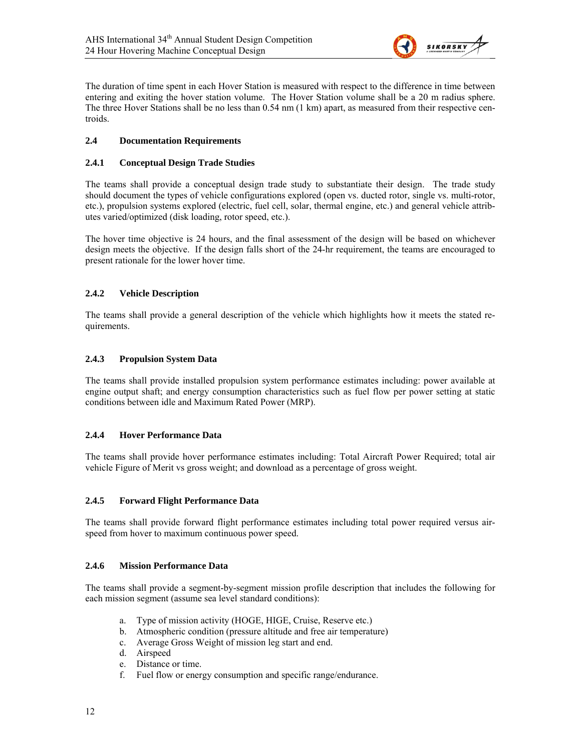The duration of time spent in each Hover Station is measured with respect to the difference in time between entering and exiting the hover station volume. The Hover Station volume shall be a 20 m radius sphere. The three Hover Stations shall be no less than 0.54 nm (1 km) apart, as measured from their respective centroids.

### 2.4 Documentation Requirements

#### 2.4.1 Conceptual Design Trade Studies

The teams shall provide a conceptual design trade study to substantiate their design. The trade study should document the types of vehicle configurations explored (open vs. ducted rotor, single vs. multi-rotor, etc.), propulsion systems explored (electric, fuel cell, solar, thermal engine, etc.) and general vehicle attributes varied/optimized (disk loading, rotor speed, etc.).

The hover time objective is 24 hours, and the final assessment of the design will be based on whichever design meets the objective. If the design falls short of the 24-hr requirement, the teams are encouraged to present rationale for the lower hover time.

#### 2.4.2 Vehicle Description

The teams shall provide a general description of the vehicle which highlights how it meets the stated requirements.

#### 2.4.3 Propulsion System Data

The teams shall provide installed propulsion system performance estimates including: power available at engine output shaft; and energy consumption characteristics such as fuel flow per power setting at static conditions between idle and Maximum Rated Power (MRP).

#### 2.4.4 Hover Performance Data

The teams shall provide hover performance estimates including: Total Aircraft Power Required; total air vehicle Figure of Merit vs gross weight; and download as a percentage of gross weight.

#### 2.4.5 Forward Flight Performance Data

The teams shall provide forward flight performance estimates including total power required versus airspeed from hover to maximum continuous power speed.

#### 2.4.6 Mission Performance Data

The teams shall provide a segment-by-segment mission profile description that includes the following for each mission segment (assume sea level standard conditions):

a. Type of mission activity (HOGE, HIGE, Cruise, Reserve etc.)
b. Atmospheric condition (pressure altitude and free air temperature)
c. Average Gross Weight of mission leg start and end.
d. Airspeed
e. Distance or time.
f. Fuel flow or energy consumption and specific range/endurance.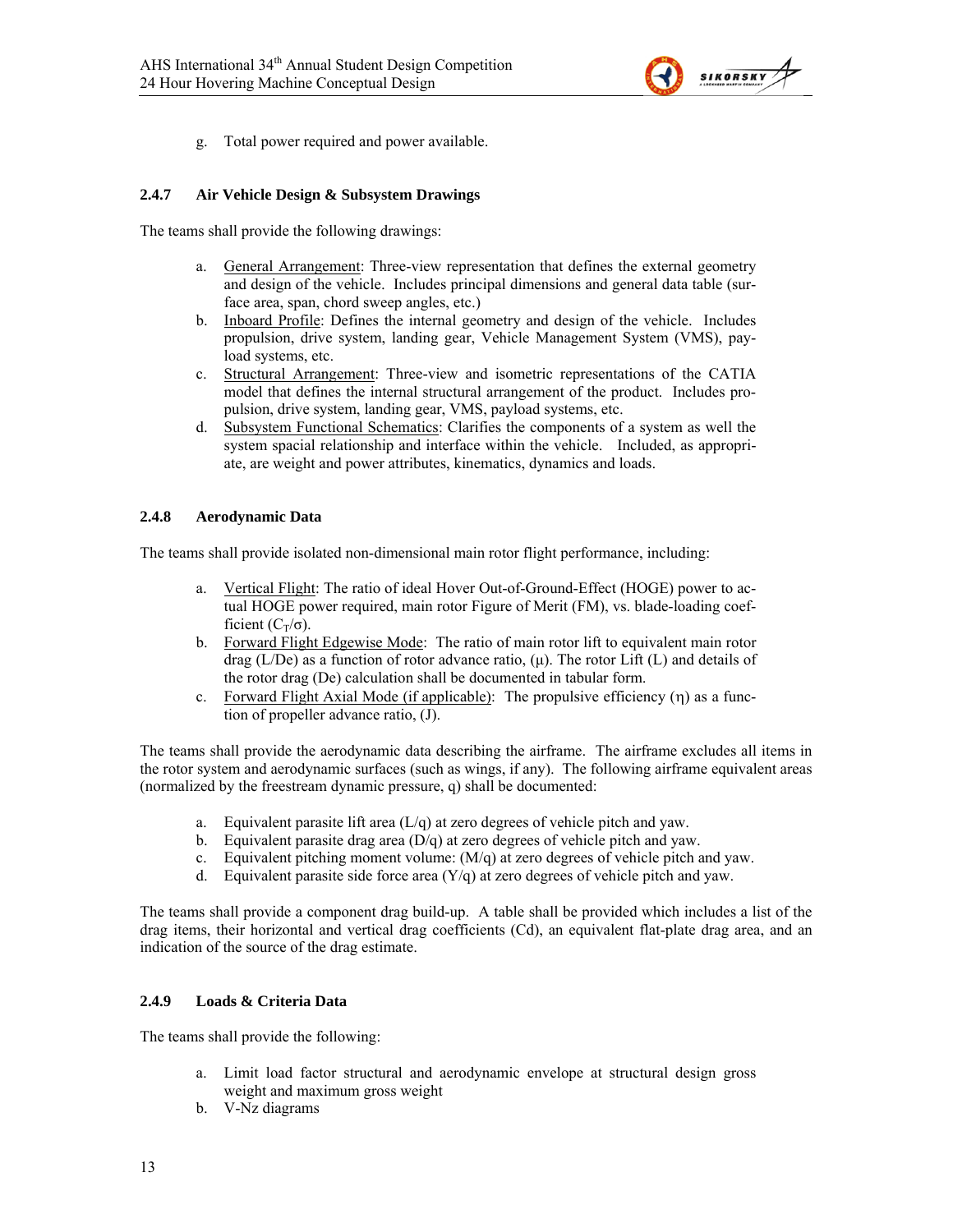g. Total power required and power available.

### 2.4.7 Air Vehicle Design & Subsystem Drawings

The teams shall provide the following drawings:

a. General Arrangement: Three-view representation that defines the external geometry and design of the vehicle. Includes principal dimensions and general data table (surface area, span, chord sweep angles, etc.)
b. Inboard Profile: Defines the internal geometry and design of the vehicle. Includes propulsion, drive system, landing gear, Vehicle Management System (VMS), payload systems, etc.
c. Structural Arrangement: Three-view and isometric representations of the CATIA model that defines the internal structural arrangement of the product. Includes propulsion, drive system, landing gear, VMS, payload systems, etc.
d. Subsystem Functional Schematics: Clarifies the components of a system as well the system spacial relationship and interface within the vehicle. Included, as appropriate, are weight and power attributes, kinematics, dynamics and loads.

### 2.4.8 Aerodynamic Data

The teams shall provide isolated non-dimensional main rotor flight performance, including:

a. Vertical Flight: The ratio of ideal Hover Out-of-Ground-Effect (HOGE) power to actual HOGE power required, main rotor Figure of Merit (FM), vs. blade-loading coefficient ($C_T/\sigma$).
b. Forward Flight Edgewise Mode: The ratio of main rotor lift to equivalent main rotor drag (L/De) as a function of rotor advance ratio, ($\mu$). The rotor Lift (L) and details of the rotor drag (De) calculation shall be documented in tabular form.
c. Forward Flight Axial Mode (if applicable): The propulsive efficiency ($\eta$) as a function of propeller advance ratio, (J).

The teams shall provide the aerodynamic data describing the airframe. The airframe excludes all items in the rotor system and aerodynamic surfaces (such as wings, if any). The following airframe equivalent areas (normalized by the freestream dynamic pressure, q) shall be documented:

a. Equivalent parasite lift area (L/q) at zero degrees of vehicle pitch and yaw.
b. Equivalent parasite drag area (D/q) at zero degrees of vehicle pitch and yaw.
c. Equivalent pitching moment volume: (M/q) at zero degrees of vehicle pitch and yaw.
d. Equivalent parasite side force area (Y/q) at zero degrees of vehicle pitch and yaw.

The teams shall provide a component drag build-up. A table shall be provided which includes a list of the drag items, their horizontal and vertical drag coefficients (Cd), an equivalent flat-plate drag area, and an indication of the source of the drag estimate.

### 2.4.9 Loads & Criteria Data

The teams shall provide the following:

a. Limit load factor structural and aerodynamic envelope at structural design gross weight and maximum gross weight
b. V-Nz diagrams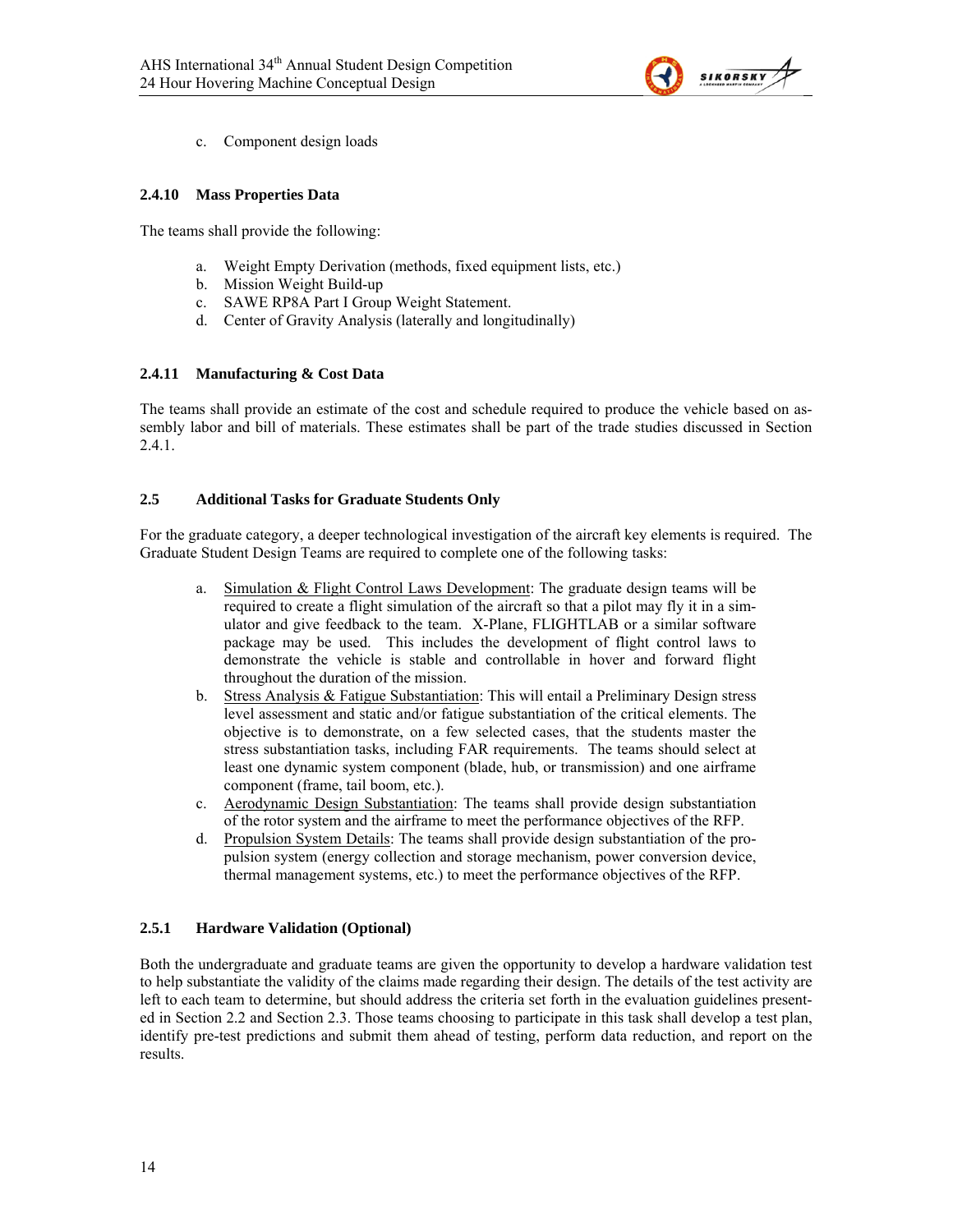c. Component design loads

### 2.4.10 Mass Properties Data

The teams shall provide the following:

a. Weight Empty Derivation (methods, fixed equipment lists, etc.)
b. Mission Weight Build-up
c. SAWE RP8A Part I Group Weight Statement.
d. Center of Gravity Analysis (laterally and longitudinally)

### 2.4.11 Manufacturing & Cost Data

The teams shall provide an estimate of the cost and schedule required to produce the vehicle based on assembly labor and bill of materials. These estimates shall be part of the trade studies discussed in Section 2.4.1.

## 2.5 Additional Tasks for Graduate Students Only

For the graduate category, a deeper technological investigation of the aircraft key elements is required. The Graduate Student Design Teams are required to complete one of the following tasks:

a. Simulation & Flight Control Laws Development: The graduate design teams will be required to create a flight simulation of the aircraft so that a pilot may fly it in a simulator and give feedback to the team. X-Plane, FLIGHTLAB or a similar software package may be used. This includes the development of flight control laws to demonstrate the vehicle is stable and controllable in hover and forward flight throughout the duration of the mission.
b. Stress Analysis & Fatigue Substantiation: This will entail a Preliminary Design stress level assessment and static and/or fatigue substantiation of the critical elements. The objective is to demonstrate, on a few selected cases, that the students master the stress substantiation tasks, including FAR requirements. The teams should select at least one dynamic system component (blade, hub, or transmission) and one airframe component (frame, tail boom, etc.).
c. Aerodynamic Design Substantiation: The teams shall provide design substantiation of the rotor system and the airframe to meet the performance objectives of the RFP.
d. Propulsion System Details: The teams shall provide design substantiation of the propulsion system (energy collection and storage mechanism, power conversion device, thermal management systems, etc.) to meet the performance objectives of the RFP.

### 2.5.1 Hardware Validation (Optional)

Both the undergraduate and graduate teams are given the opportunity to develop a hardware validation test to help substantiate the validity of the claims made regarding their design. The details of the test activity are left to each team to determine, but should address the criteria set forth in the evaluation guidelines presented in Section 2.2 and Section 2.3. Those teams choosing to participate in this task shall develop a test plan, identify pre-test predictions and submit them ahead of testing, perform data reduction, and report on the results.